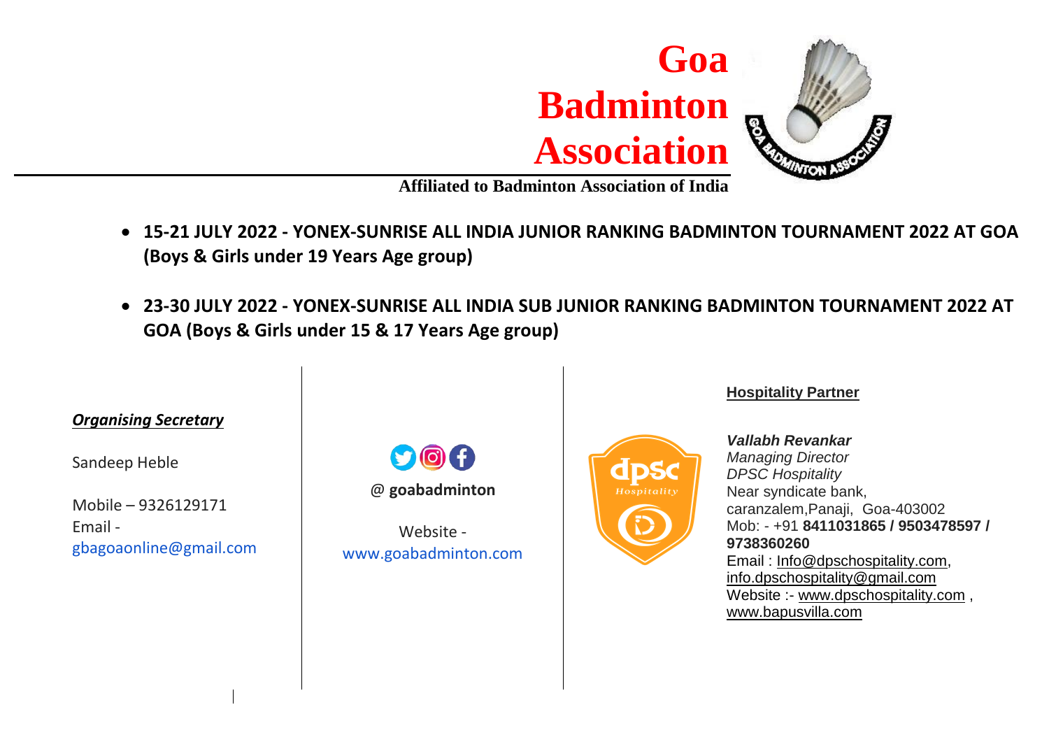# Goa Badminton Association

**Affiliated to Badminton Association of India**

- **15-21 JULY 2022 - YONEX-SUNRISE ALL INDIA JUNIOR RANKING BADMINTON TOURNAMENT 2022 AT GOA (Boys & Girls under 19 Years Age group)**

- **23-30 JULY 2022 - YONEX-SUNRISE ALL INDIA SUB JUNIOR RANKING BADMINTON TOURNAMENT 2022 AT GOA (Boys & Girls under 15 & 17 Years Age group)**

***Organising Secretary***

Sandeep Heble

Mobile – 9326129171
Email - gbagoaonline@gmail.com

@ **goabadminton**

Website - www.goabadminton.com

**Hospitality Partner**

***Vallabh Revankar***
*Managing Director*
*DPSC Hospitality*
Near syndicate bank,
caranzalem,Panaji, Goa-403002
Mob: - +91 **8411031865 / 9503478597 / 9738360260**
Email : Info@dpschospitality.com, info.dpschospitality@gmail.com
Website :- www.dpschospitality.com , www.bapusvilla.com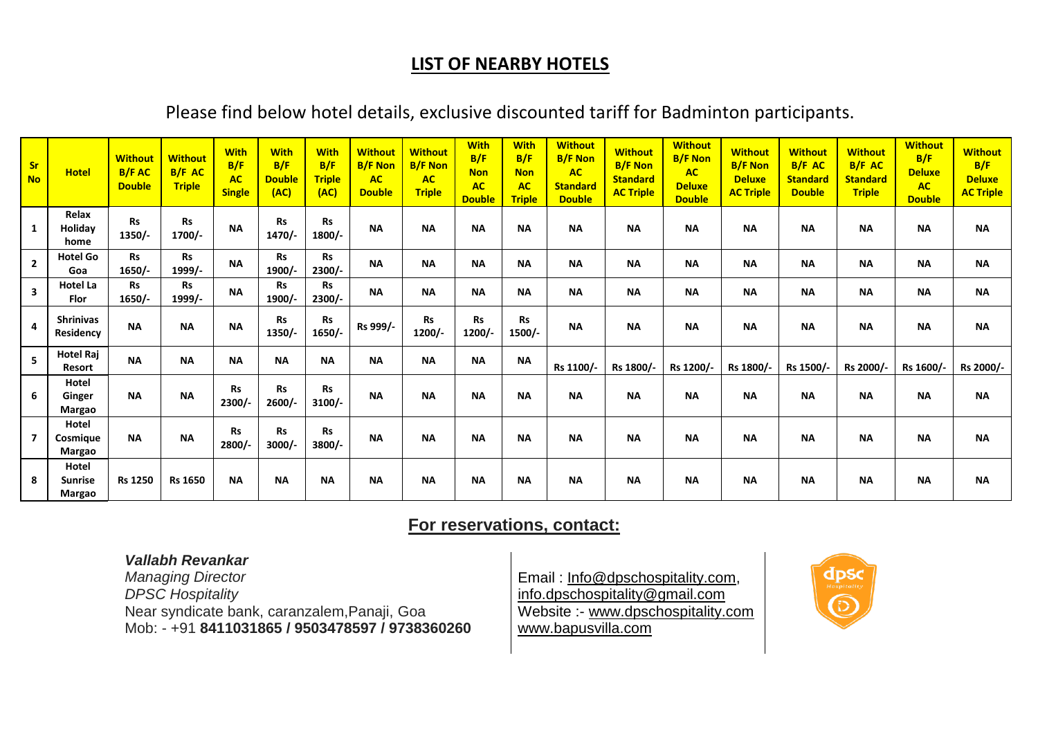## LIST OF NEARBY HOTELS

Please find below hotel details, exclusive discounted tariff for Badminton participants.

| Sr No | Hotel | Without B/F AC Double | Without B/F AC Triple | With B/F AC Single | With B/F Double (AC) | With B/F Triple (AC) | Without B/F Non AC Double | Without B/F Non AC Triple | With B/F Non AC Double | With B/F Non AC Triple | Without B/F Non AC Standard Double | Without B/F Non Standard AC Triple | Without B/F Non AC Deluxe Double | Without B/F Non Deluxe AC Triple | Without B/F AC Standard Double | Without B/F AC Standard Triple | Without B/F Deluxe AC Double | Without B/F Deluxe AC Triple |
|---|---|---|---|---|---|---|---|---|---|---|---|---|---|---|---|---|---|---|
| 1 | Relax Holiday home | Rs 1350/- | Rs 1700/- | NA | Rs 1470/- | Rs 1800/- | NA | NA | NA | NA | NA | NA | NA | NA | NA | NA | NA | NA |
| 2 | Hotel Go Goa | Rs 1650/- | Rs 1999/- | NA | Rs 1900/- | Rs 2300/- | NA | NA | NA | NA | NA | NA | NA | NA | NA | NA | NA | NA |
| 3 | Hotel La Flor | Rs 1650/- | Rs 1999/- | NA | Rs 1900/- | Rs 2300/- | NA | NA | NA | NA | NA | NA | NA | NA | NA | NA | NA | NA |
| 4 | Shrinivas Residency | NA | NA | NA | Rs 1350/- | Rs 1650/- | Rs 999/- | Rs 1200/- | Rs 1200/- | Rs 1500/- | NA | NA | NA | NA | NA | NA | NA | NA |
| 5 | Hotel Raj Resort | NA | NA | NA | NA | NA | NA | NA | NA | NA | Rs 1100/- | Rs 1800/- | Rs 1200/- | Rs 1800/- | Rs 1500/- | Rs 2000/- | Rs 1600/- | Rs 2000/- |
| 6 | Hotel Ginger Margao | NA | NA | Rs 2300/- | Rs 2600/- | Rs 3100/- | NA | NA | NA | NA | NA | NA | NA | NA | NA | NA | NA | NA |
| 7 | Hotel Cosmique Margao | NA | NA | Rs 2800/- | Rs 3000/- | Rs 3800/- | NA | NA | NA | NA | NA | NA | NA | NA | NA | NA | NA | NA |
| 8 | Hotel Sunrise Margao | Rs 1250 | Rs 1650 | NA | NA | NA | NA | NA | NA | NA | NA | NA | NA | NA | NA | NA | NA | NA |

## For reservations, contact:

***Vallabh Revankar***
*Managing Director*
*DPSC Hospitality*
Near syndicate bank, caranzalem,Panaji, Goa
Mob: - +91 **8411031865 / 9503478597 / 9738360260**

Email : Info@dpschospitality.com, info.dpschospitality@gmail.com
Website :- www.dpschospitality.com
www.bapusvilla.com